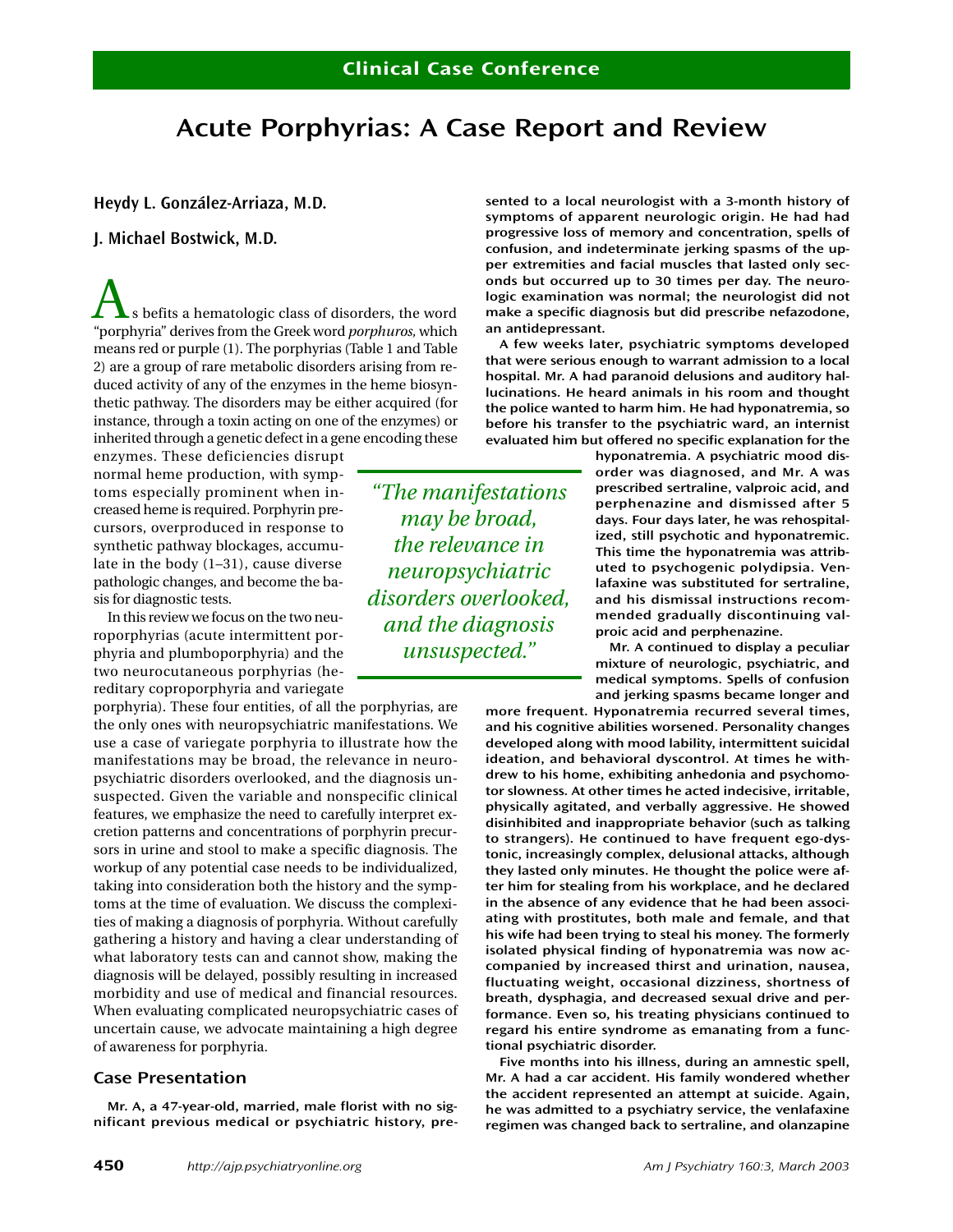Clinical Case Conference

# Acute Porphyrias: A Case Report and Review

**Heydy L. González-Arriaza, M.D.**

**J. Michael Bostwick, M.D.**

As befits a hematologic class of disorders, the word "porphyria" derives from the Greek word *porphuros,* which means red or purple (1). The porphyrias (Table 1 and Table 2) are a group of rare metabolic disorders arising from reduced activity of any of the enzymes in the heme biosynthetic pathway. The disorders may be either acquired (for instance, through a toxin acting on one of the enzymes) or inherited through a genetic defect in a gene encoding these enzymes. These deficiencies disrupt normal heme production, with symptoms especially prominent when increased heme is required. Porphyrin precursors, overproduced in response to synthetic pathway blockages, accumulate in the body (1–31), cause diverse pathologic changes, and become the basis for diagnostic tests.

In this review we focus on the two neuroporphyrias (acute intermittent porphyria and plumboporphyria) and the two neurocutaneous porphyrias (hereditary coproporphyria and variegate porphyria). These four entities, of all the porphyrias, are the only ones with neuropsychiatric manifestations. We use a case of variegate porphyria to illustrate how the manifestations may be broad, the relevance in neuropsychiatric disorders overlooked, and the diagnosis unsuspected. Given the variable and nonspecific clinical features, we emphasize the need to carefully interpret excretion patterns and concentrations of porphyrin precursors in urine and stool to make a specific diagnosis. The workup of any potential case needs to be individualized, taking into consideration both the history and the symptoms at the time of evaluation. We discuss the complexities of making a diagnosis of porphyria. Without carefully gathering a history and having a clear understanding of what laboratory tests can and cannot show, making the diagnosis will be delayed, possibly resulting in increased morbidity and use of medical and financial resources. When evaluating complicated neuropsychiatric cases of uncertain cause, we advocate maintaining a high degree of awareness for porphyria.

*"The manifestations may be broad, the relevance in neuropsychiatric disorders overlooked, and the diagnosis unsuspected."*

## Case Presentation

**Mr. A, a 47-year-old, married, male florist with no significant previous medical or psychiatric history, presented to a local neurologist with a 3-month history of symptoms of apparent neurologic origin. He had had progressive loss of memory and concentration, spells of confusion, and indeterminate jerking spasms of the upper extremities and facial muscles that lasted only seconds but occurred up to 30 times per day. The neurologic examination was normal; the neurologist did not make a specific diagnosis but did prescribe nefazodone, an antidepressant.**

**A few weeks later, psychiatric symptoms developed that were serious enough to warrant admission to a local hospital. Mr. A had paranoid delusions and auditory hallucinations. He heard animals in his room and thought the police wanted to harm him. He had hyponatremia, so before his transfer to the psychiatric ward, an internist evaluated him but offered no specific explanation for the hyponatremia. A psychiatric mood disorder was diagnosed, and Mr. A was prescribed sertraline, valproic acid, and perphenazine and dismissed after 5 days. Four days later, he was rehospitalized, still psychotic and hyponatremic. This time the hyponatremia was attributed to psychogenic polydipsia. Venlafaxine was substituted for sertraline, and his dismissal instructions recommended gradually discontinuing valproic acid and perphenazine.**

**Mr. A continued to display a peculiar mixture of neurologic, psychiatric, and medical symptoms. Spells of confusion and jerking spasms became longer and more frequent. Hyponatremia recurred several times, and his cognitive abilities worsened. Personality changes developed along with mood lability, intermittent suicidal ideation, and behavioral dyscontrol. At times he withdrew to his home, exhibiting anhedonia and psychomotor slowness. At other times he acted indecisive, irritable, physically agitated, and verbally aggressive. He showed disinhibited and inappropriate behavior (such as talking to strangers). He continued to have frequent ego-dystonic, increasingly complex, delusional attacks, although they lasted only minutes. He thought the police were after him for stealing from his workplace, and he declared in the absence of any evidence that he had been associating with prostitutes, both male and female, and that his wife had been trying to steal his money. The formerly isolated physical finding of hyponatremia was now accompanied by increased thirst and urination, nausea, fluctuating weight, occasional dizziness, shortness of breath, dysphagia, and decreased sexual drive and performance. Even so, his treating physicians continued to regard his entire syndrome as emanating from a functional psychiatric disorder.**

**Five months into his illness, during an amnestic spell, Mr. A had a car accident. His family wondered whether the accident represented an attempt at suicide. Again, he was admitted to a psychiatry service, the venlafaxine regimen was changed back to sertraline, and olanzapine**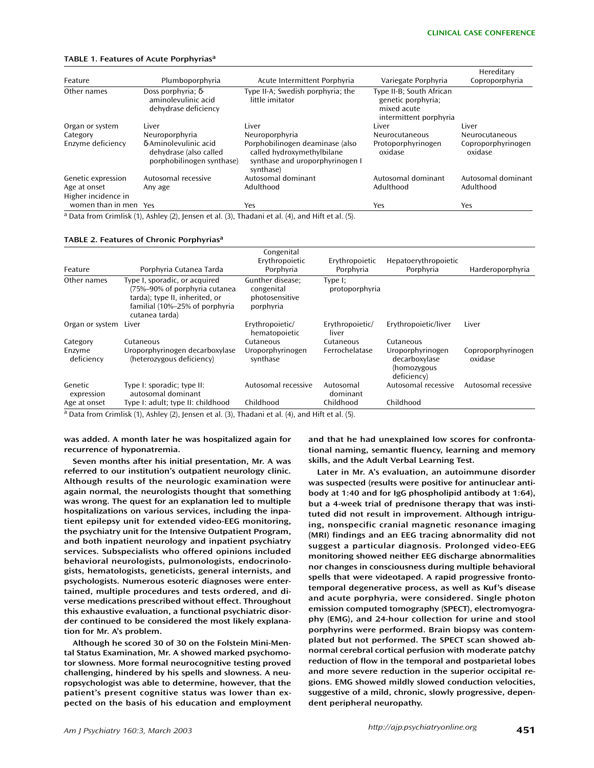**TABLE 1. Features of Acute Porphyrias[a]**

| Feature | Plumboporphyria | Acute Intermittent Porphyria | Variegate Porphyria | Hereditary Coproporphyria |
|---|---|---|---|---|
| Other names | Doss porphyria; δ-aminolevulinic acid dehydrase deficiency | Type II-A; Swedish porphyria; the little imitator | Type II-B; South African genetic porphyria; mixed acute intermittent porphyria | |
| Organ or system | Liver | Liver | Liver | Liver |
| Category | Neuroporphyria | Neuroporphyria | Neurocutaneous | Neurocutaneous |
| Enzyme deficiency | δ-Aminolevulinic acid dehydrase (also called porphobilinogen synthase) | Porphobilinogen deaminase (also called hydroxymethylbilane synthase and uroporphyrinogen I synthase) | Protoporphyrinogen oxidase | Coproporphyrinogen oxidase |
| Genetic expression | Autosomal recessive | Autosomal dominant | Autosomal dominant | Autosomal dominant |
| Age at onset | Any age | Adulthood | Adulthood | Adulthood |
| Higher incidence in women than in men | Yes | Yes | Yes | Yes |

[a] Data from Crimlisk (1), Ashley (2), Jensen et al. (3), Thadani et al. (4), and Hift et al. (5).

**TABLE 2. Features of Chronic Porphyrias[a]**

| Feature | Porphyria Cutanea Tarda | Congenital Erythropoietic Porphyria | Erythropoietic Porphyria | Hepatoerythropoietic Porphyria | Harderoporphyria |
|---|---|---|---|---|---|
| Other names | Type I, sporadic, or acquired (75%–90% of porphyria cutanea tarda); type II, inherited, or familial (10%–25% of porphyria cutanea tarda) | Gunther disease; congenital photosensitive porphyria | Type I; protoporphyria | | |
| Organ or system | Liver | Erythropoietic/hematopoietic | Erythropoietic/liver | Erythropoietic/liver | Liver |
| Category | Cutaneous | Cutaneous | Cutaneous | Cutaneous | |
| Enzyme deficiency | Uroporphyrinogen decarboxylase (heterozygous deficiency) | Uroporphyrinogen synthase | Ferrochelatase | Uroporphyrinogen decarboxylase (homozygous deficiency) | Coproporphyrinogen oxidase |
| Genetic expression | Type I: sporadic; type II: autosomal dominant | Autosomal recessive | Autosomal dominant | Autosomal recessive | Autosomal recessive |
| Age at onset | Type I: adult; type II: childhood | Childhood | Childhood | Childhood | |

[a] Data from Crimlisk (1), Ashley (2), Jensen et al. (3), Thadani et al. (4), and Hift et al. (5).

**was added. A month later he was hospitalized again for recurrence of hyponatremia.**

**Seven months after his initial presentation, Mr. A was referred to our institution's outpatient neurology clinic. Although results of the neurologic examination were again normal, the neurologists thought that something was wrong. The quest for an explanation led to multiple hospitalizations on various services, including the inpatient epilepsy unit for extended video-EEG monitoring, the psychiatry unit for the Intensive Outpatient Program, and both inpatient neurology and inpatient psychiatry services. Subspecialists who offered opinions included behavioral neurologists, pulmonologists, endocrinologists, hematologists, geneticists, general internists, and psychologists. Numerous esoteric diagnoses were entertained, multiple procedures and tests ordered, and diverse medications prescribed without effect. Throughout this exhaustive evaluation, a functional psychiatric disorder continued to be considered the most likely explanation for Mr. A's problem.**

**Although he scored 30 of 30 on the Folstein Mini-Mental Status Examination, Mr. A showed marked psychomotor slowness. More formal neurocognitive testing proved challenging, hindered by his spells and slowness. A neuropsychologist was able to determine, however, that the patient's present cognitive status was lower than expected on the basis of his education and employment and that he had unexplained low scores for confrontational naming, semantic fluency, learning and memory skills, and the Adult Verbal Learning Test.**

**Later in Mr. A's evaluation, an autoimmune disorder was suspected (results were positive for antinuclear antibody at 1:40 and for IgG phospholipid antibody at 1:64), but a 4-week trial of prednisone therapy that was instituted did not result in improvement. Although intriguing, nonspecific cranial magnetic resonance imaging (MRI) findings and an EEG tracing abnormality did not suggest a particular diagnosis. Prolonged video-EEG monitoring showed neither EEG discharge abnormalities nor changes in consciousness during multiple behavioral spells that were videotaped. A rapid progressive frontotemporal degenerative process, as well as Kuf's disease and acute porphyria, were considered. Single photon emission computed tomography (SPECT), electromyography (EMG), and 24-hour collection for urine and stool porphyrins were performed. Brain biopsy was contemplated but not performed. The SPECT scan showed abnormal cerebral cortical perfusion with moderate patchy reduction of flow in the temporal and postparietal lobes and more severe reduction in the superior occipital regions. EMG showed mildly slowed conduction velocities, suggestive of a mild, chronic, slowly progressive, dependent peripheral neuropathy.**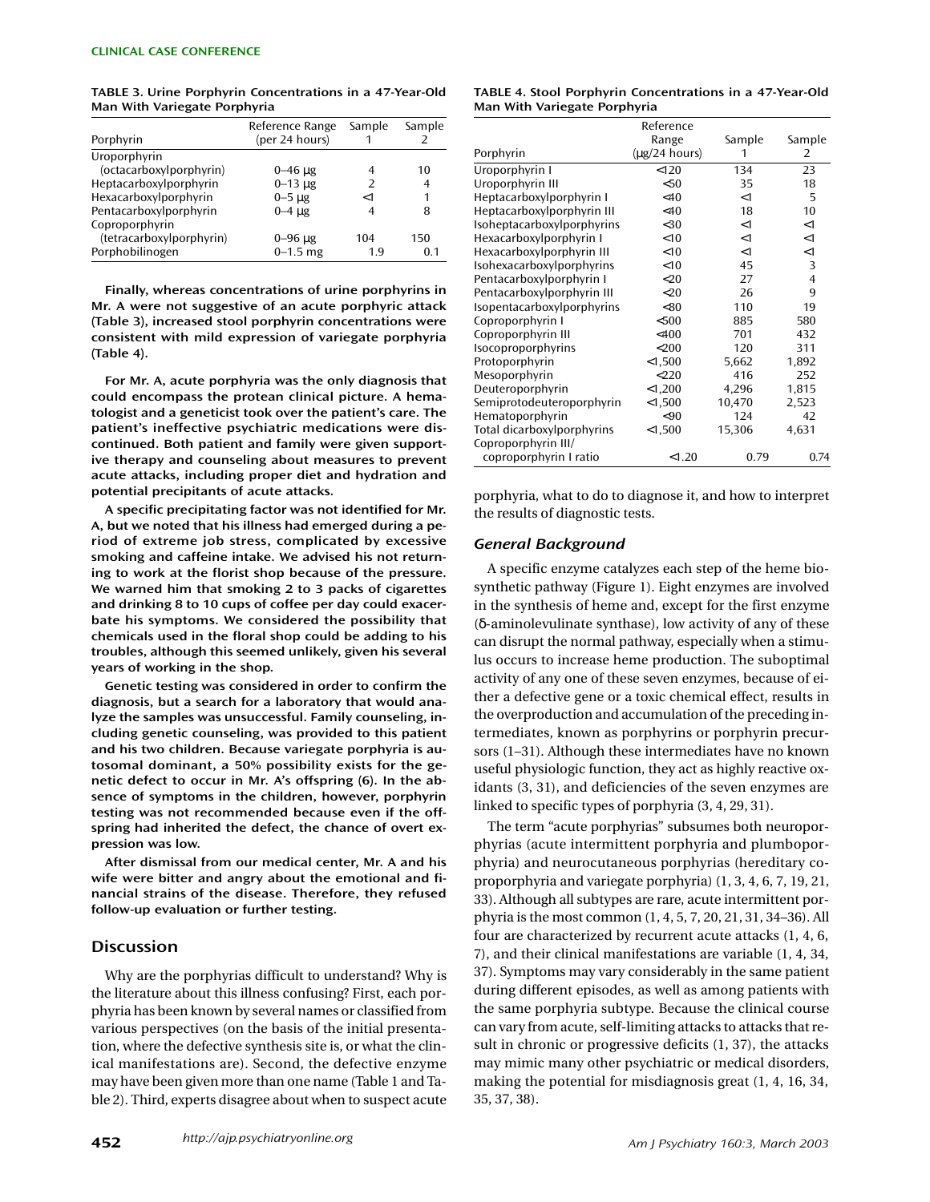TABLE 3. Urine Porphyrin Concentrations in a 47-Year-Old Man With Variegate Porphyria

| Porphyrin | Reference Range (per 24 hours) | Sample 1 | Sample 2 |
|---|---|---|---|
| Uroporphyrin (octacarboxylporphyrin) | 0–46 μg | 4 | 10 |
| Heptacarboxylporphyrin | 0–13 μg | 2 | 4 |
| Hexacarboxylporphyrin | 0–5 μg | <1 | 1 |
| Pentacarboxylporphyrin | 0–4 μg | 4 | 8 |
| Coproporphyrin (tetracarboxylporphyrin) | 0–96 μg | 104 | 150 |
| Porphobilinogen | 0–1.5 mg | 1.9 | 0.1 |

**Finally, whereas concentrations of urine porphyrins in Mr. A were not suggestive of an acute porphyric attack (Table 3), increased stool porphyrin concentrations were consistent with mild expression of variegate porphyria (Table 4).**

**For Mr. A, acute porphyria was the only diagnosis that could encompass the protean clinical picture. A hematologist and a geneticist took over the patient's care. The patient's ineffective psychiatric medications were discontinued. Both patient and family were given supportive therapy and counseling about measures to prevent acute attacks, including proper diet and hydration and potential precipitants of acute attacks.**

**A specific precipitating factor was not identified for Mr. A, but we noted that his illness had emerged during a period of extreme job stress, complicated by excessive smoking and caffeine intake. We advised his not returning to work at the florist shop because of the pressure. We warned him that smoking 2 to 3 packs of cigarettes and drinking 8 to 10 cups of coffee per day could exacerbate his symptoms. We considered the possibility that chemicals used in the floral shop could be adding to his troubles, although this seemed unlikely, given his several years of working in the shop.**

**Genetic testing was considered in order to confirm the diagnosis, but a search for a laboratory that would analyze the samples was unsuccessful. Family counseling, including genetic counseling, was provided to this patient and his two children. Because variegate porphyria is autosomal dominant, a 50% possibility exists for the genetic defect to occur in Mr. A's offspring (6). In the absence of symptoms in the children, however, porphyrin testing was not recommended because even if the offspring had inherited the defect, the chance of overt expression was low.**

**After dismissal from our medical center, Mr. A and his wife were bitter and angry about the emotional and financial strains of the disease. Therefore, they refused follow-up evaluation or further testing.**

## Discussion

Why are the porphyrias difficult to understand? Why is the literature about this illness confusing? First, each porphyria has been known by several names or classified from various perspectives (on the basis of the initial presentation, where the defective synthesis site is, or what the clinical manifestations are). Second, the defective enzyme may have been given more than one name (Table 1 and Table 2). Third, experts disagree about when to suspect acute porphyria, what to do to diagnose it, and how to interpret the results of diagnostic tests.

TABLE 4. Stool Porphyrin Concentrations in a 47-Year-Old Man With Variegate Porphyria

| Porphyrin | Reference Range (μg/24 hours) | Sample 1 | Sample 2 |
|---|---|---|---|
| Uroporphyrin I | <120 | 134 | 23 |
| Uroporphyrin III | <50 | 35 | 18 |
| Heptacarboxylporphyrin I | <40 | <1 | 5 |
| Heptacarboxylporphyrin III | <40 | 18 | 10 |
| Isoheptacarboxylporphyrins | <30 | <1 | <1 |
| Hexacarboxylporphyrin I | <10 | <1 | <1 |
| Hexacarboxylporphyrin III | <10 | <1 | <1 |
| Isohexacarboxylporphyrins | <10 | 45 | 3 |
| Pentacarboxylporphyrin I | <20 | 27 | 4 |
| Pentacarboxylporphyrin III | <20 | 26 | 9 |
| Isopentacarboxylporphyrins | <80 | 110 | 19 |
| Coproporphyrin I | <500 | 885 | 580 |
| Coproporphyrin III | <400 | 701 | 432 |
| Isocoproporphyrins | <200 | 120 | 311 |
| Protoporphyrin | <1,500 | 5,662 | 1,892 |
| Mesoporphyrin | <220 | 416 | 252 |
| Deuteroporphyrin | <1,200 | 4,296 | 1,815 |
| Semiprotodeuteroporphyrin | <1,500 | 10,470 | 2,523 |
| Hematoporphyrin | <90 | 124 | 42 |
| Total dicarboxylporphyrins | <1,500 | 15,306 | 4,631 |
| Coproporphyrin III/coproporphyrin I ratio | <1.20 | 0.79 | 0.74 |

### *General Background*

A specific enzyme catalyzes each step of the heme biosynthetic pathway (Figure 1). Eight enzymes are involved in the synthesis of heme and, except for the first enzyme (δ-aminolevulinate synthase), low activity of any of these can disrupt the normal pathway, especially when a stimulus occurs to increase heme production. The suboptimal activity of any one of these seven enzymes, because of either a defective gene or a toxic chemical effect, results in the overproduction and accumulation of the preceding intermediates, known as porphyrins or porphyrin precursors (1–31). Although these intermediates have no known useful physiologic function, they act as highly reactive oxidants (3, 31), and deficiencies of the seven enzymes are linked to specific types of porphyria (3, 4, 29, 31).

The term "acute porphyrias" subsumes both neuroporphyrias (acute intermittent porphyria and plumboporphyria) and neurocutaneous porphyrias (hereditary coproporphyria and variegate porphyria) (1, 3, 4, 6, 7, 19, 21, 33). Although all subtypes are rare, acute intermittent porphyria is the most common (1, 4, 5, 7, 20, 21, 31, 34–36). All four are characterized by recurrent acute attacks (1, 4, 6, 7), and their clinical manifestations are variable (1, 4, 34, 37). Symptoms may vary considerably in the same patient during different episodes, as well as among patients with the same porphyria subtype. Because the clinical course can vary from acute, self-limiting attacks to attacks that result in chronic or progressive deficits (1, 37), the attacks may mimic many other psychiatric or medical disorders, making the potential for misdiagnosis great (1, 4, 16, 34, 35, 37, 38).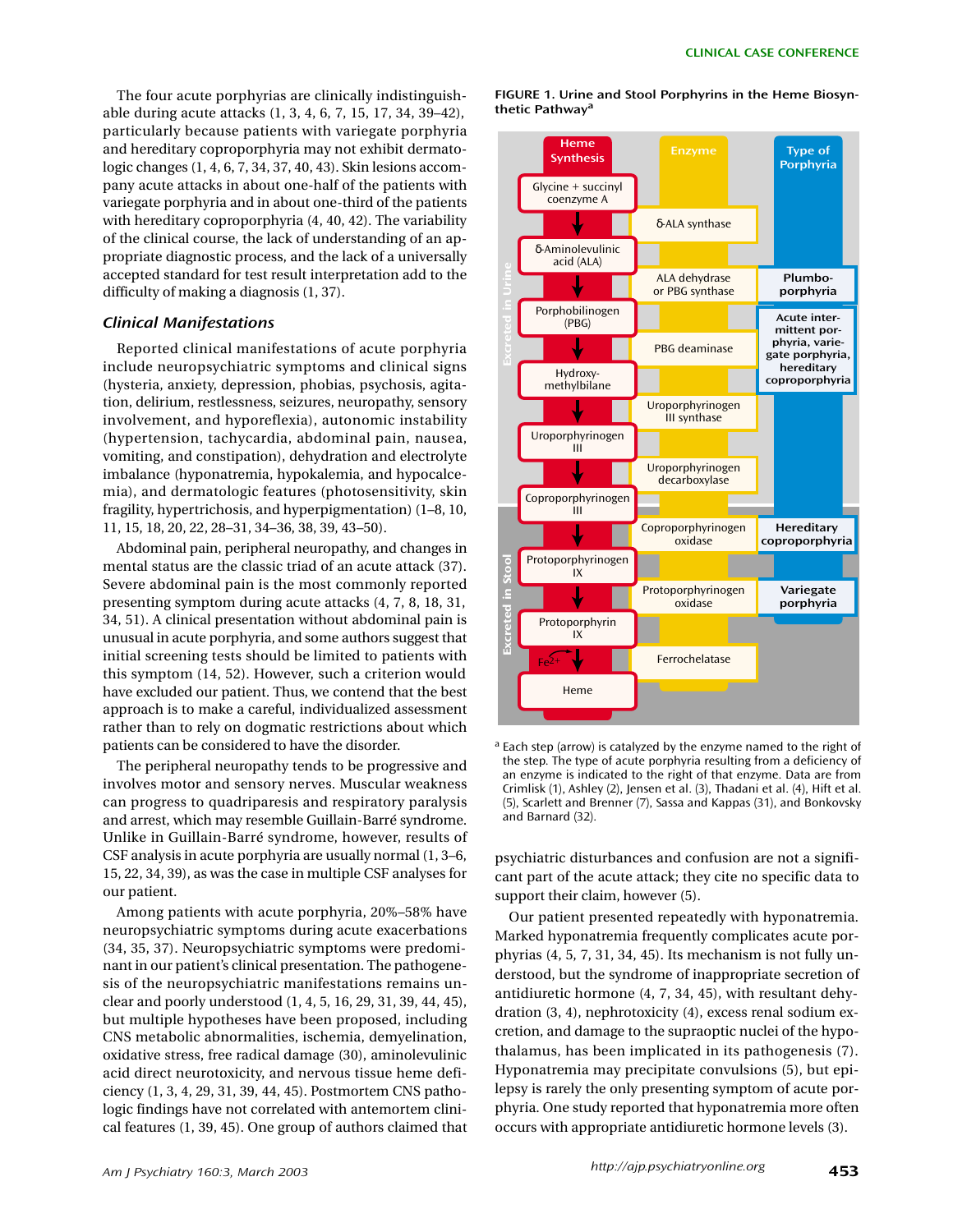The four acute porphyrias are clinically indistinguishable during acute attacks (1, 3, 4, 6, 7, 15, 17, 34, 39–42), particularly because patients with variegate porphyria and hereditary coproporphyria may not exhibit dermatologic changes (1, 4, 6, 7, 34, 37, 40, 43). Skin lesions accompany acute attacks in about one-half of the patients with variegate porphyria and in about one-third of the patients with hereditary coproporphyria (4, 40, 42). The variability of the clinical course, the lack of understanding of an appropriate diagnostic process, and the lack of a universally accepted standard for test result interpretation add to the difficulty of making a diagnosis (1, 37).

### *Clinical Manifestations*

Reported clinical manifestations of acute porphyria include neuropsychiatric symptoms and clinical signs (hysteria, anxiety, depression, phobias, psychosis, agitation, delirium, restlessness, seizures, neuropathy, sensory involvement, and hyporeflexia), autonomic instability (hypertension, tachycardia, abdominal pain, nausea, vomiting, and constipation), dehydration and electrolyte imbalance (hyponatremia, hypokalemia, and hypocalcemia), and dermatologic features (photosensitivity, skin fragility, hypertrichosis, and hyperpigmentation) (1–8, 10, 11, 15, 18, 20, 22, 28–31, 34–36, 38, 39, 43–50).

Abdominal pain, peripheral neuropathy, and changes in mental status are the classic triad of an acute attack (37). Severe abdominal pain is the most commonly reported presenting symptom during acute attacks (4, 7, 8, 18, 31, 34, 51). A clinical presentation without abdominal pain is unusual in acute porphyria, and some authors suggest that initial screening tests should be limited to patients with this symptom (14, 52). However, such a criterion would have excluded our patient. Thus, we contend that the best approach is to make a careful, individualized assessment rather than to rely on dogmatic restrictions about which patients can be considered to have the disorder.

The peripheral neuropathy tends to be progressive and involves motor and sensory nerves. Muscular weakness can progress to quadriparesis and respiratory paralysis and arrest, which may resemble Guillain-Barré syndrome. Unlike in Guillain-Barré syndrome, however, results of CSF analysis in acute porphyria are usually normal (1, 3–6, 15, 22, 34, 39), as was the case in multiple CSF analyses for our patient.

Among patients with acute porphyria, 20%–58% have neuropsychiatric symptoms during acute exacerbations (34, 35, 37). Neuropsychiatric symptoms were predominant in our patient's clinical presentation. The pathogenesis of the neuropsychiatric manifestations remains unclear and poorly understood (1, 4, 5, 16, 29, 31, 39, 44, 45), but multiple hypotheses have been proposed, including CNS metabolic abnormalities, ischemia, demyelination, oxidative stress, free radical damage (30), aminolevulinic acid direct neurotoxicity, and nervous tissue heme deficiency (1, 3, 4, 29, 31, 39, 44, 45). Postmortem CNS pathologic findings have not correlated with antemortem clinical features (1, 39, 45). One group of authors claimed that

**FIGURE 1. Urine and Stool Porphyrins in the Heme Biosynthetic Pathway[a]**

| Excretion | Heme Synthesis | Enzyme | Type of Porphyria |
|---|---|---|---|
| | Glycine + succinyl coenzyme A | | |
| | ↓ | δ-ALA synthase | |
| Excreted in Urine | δ-Aminolevulinic acid (ALA) | | |
| Excreted in Urine | ↓ | ALA dehydrase or PBG synthase | Plumboporphyria |
| Excreted in Urine | Porphobilinogen (PBG) | | |
| Excreted in Urine | ↓ | PBG deaminase | Acute intermittent porphyria, variegate porphyria, hereditary coproporphyria |
| Excreted in Urine | Hydroxymethylbilane | | |
| Excreted in Urine | ↓ | Uroporphyrinogen III synthase | |
| Excreted in Urine | Uroporphyrinogen III | | |
| Excreted in Urine | ↓ | Uroporphyrinogen decarboxylase | |
| Excreted in Stool | Coproporphyrinogen III | | |
| Excreted in Stool | ↓ | Coproporphyrinogen oxidase | Hereditary coproporphyria |
| Excreted in Stool | Protoporphyrinogen IX | | |
| Excreted in Stool | ↓ | Protoporphyrinogen oxidase | Variegate porphyria |
| Excreted in Stool | Protoporphyrin IX | | |
| | ↓ $Fe^{2+}$ | Ferrochelatase | |
| | Heme | | |

[a] Each step (arrow) is catalyzed by the enzyme named to the right of the step. The type of acute porphyria resulting from a deficiency of an enzyme is indicated to the right of that enzyme. Data are from Crimlisk (1), Ashley (2), Jensen et al. (3), Thadani et al. (4), Hift et al. (5), Scarlett and Brenner (7), Sassa and Kappas (31), and Bonkovsky and Barnard (32).

psychiatric disturbances and confusion are not a significant part of the acute attack; they cite no specific data to support their claim, however (5).

Our patient presented repeatedly with hyponatremia. Marked hyponatremia frequently complicates acute porphyrias (4, 5, 7, 31, 34, 45). Its mechanism is not fully understood, but the syndrome of inappropriate secretion of antidiuretic hormone (4, 7, 34, 45), with resultant dehydration (3, 4), nephrotoxicity (4), excess renal sodium excretion, and damage to the supraoptic nuclei of the hypothalamus, has been implicated in its pathogenesis (7). Hyponatremia may precipitate convulsions (5), but epilepsy is rarely the only presenting symptom of acute porphyria. One study reported that hyponatremia more often occurs with appropriate antidiuretic hormone levels (3).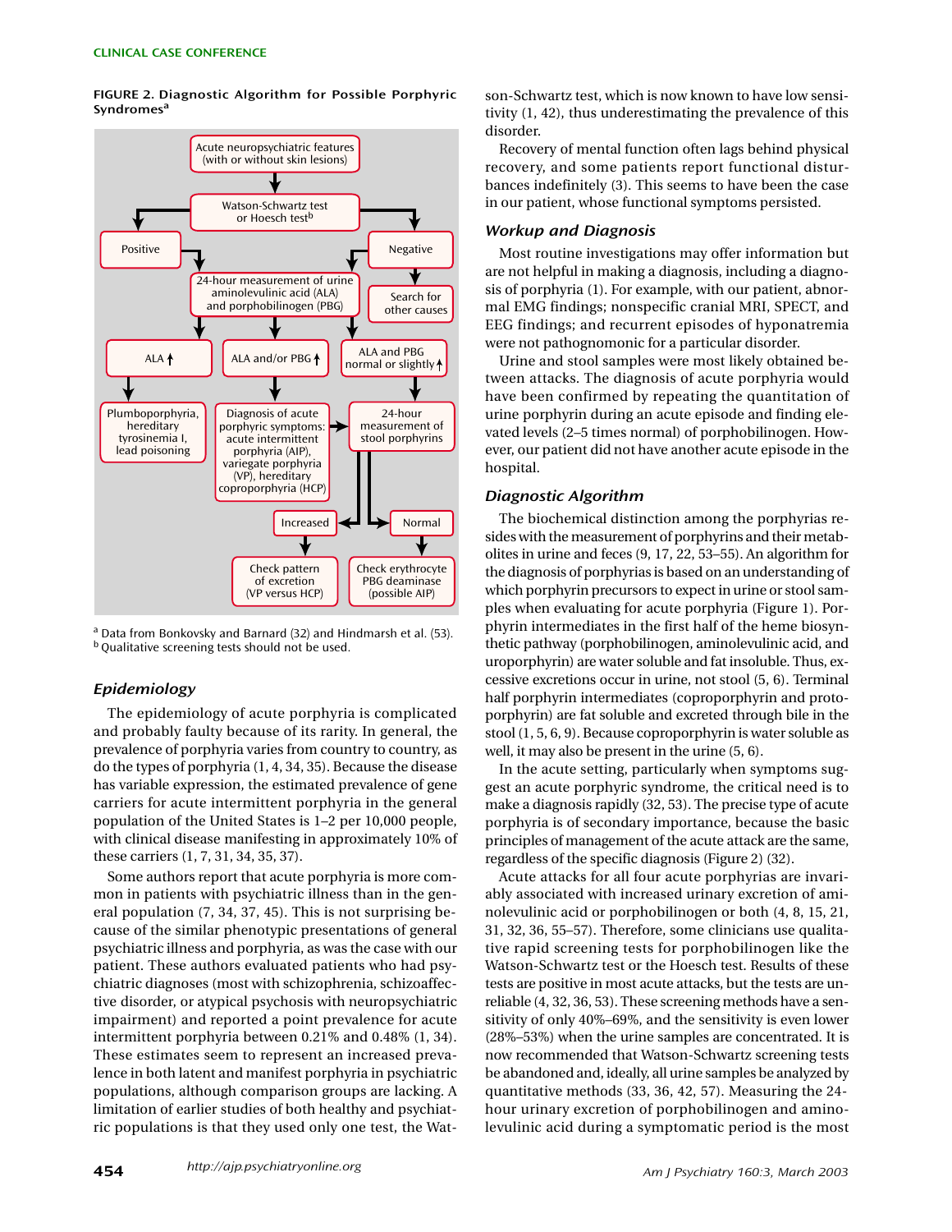**FIGURE 2. Diagnostic Algorithm for Possible Porphyric Syndromes[a]**

- Acute neuropsychiatric features (with or without skin lesions)
  - → Watson-Schwartz test or Hoesch test[b]
    - → Positive → 24-hour measurement of urine aminolevulinic acid (ALA) and porphobilinogen (PBG)
    - → Negative → 24-hour measurement of urine aminolevulinic acid (ALA) and porphobilinogen (PBG); Search for other causes
- 24-hour measurement of urine ALA and PBG:
  - → ALA ↑ → Plumboporphyria, hereditary tyrosinemia I, lead poisoning
  - → ALA and/or PBG ↑ → Diagnosis of acute porphyric symptoms: acute intermittent porphyria (AIP), variegate porphyria (VP), hereditary coproporphyria (HCP) → 24-hour measurement of stool porphyrins
  - → ALA and PBG normal or slightly ↑ → 24-hour measurement of stool porphyrins
- 24-hour measurement of stool porphyrins:
  - → Increased → Check pattern of excretion (VP versus HCP)
  - → Normal → Check erythrocyte PBG deaminase (possible AIP)

[a] Data from Bonkovsky and Barnard (32) and Hindmarsh et al. (53).
[b] Qualitative screening tests should not be used.

### Epidemiology

The epidemiology of acute porphyria is complicated and probably faulty because of its rarity. In general, the prevalence of porphyria varies from country to country, as do the types of porphyria (1, 4, 34, 35). Because the disease has variable expression, the estimated prevalence of gene carriers for acute intermittent porphyria in the general population of the United States is 1–2 per 10,000 people, with clinical disease manifesting in approximately 10% of these carriers (1, 7, 31, 34, 35, 37).

Some authors report that acute porphyria is more common in patients with psychiatric illness than in the general population (7, 34, 37, 45). This is not surprising because of the similar phenotypic presentations of general psychiatric illness and porphyria, as was the case with our patient. These authors evaluated patients who had psychiatric diagnoses (most with schizophrenia, schizoaffective disorder, or atypical psychosis with neuropsychiatric impairment) and reported a point prevalence for acute intermittent porphyria between 0.21% and 0.48% (1, 34). These estimates seem to represent an increased prevalence in both latent and manifest porphyria in psychiatric populations, although comparison groups are lacking. A limitation of earlier studies of both healthy and psychiatric populations is that they used only one test, the Watson-Schwartz test, which is now known to have low sensitivity (1, 42), thus underestimating the prevalence of this disorder.

Recovery of mental function often lags behind physical recovery, and some patients report functional disturbances indefinitely (3). This seems to have been the case in our patient, whose functional symptoms persisted.

### Workup and Diagnosis

Most routine investigations may offer information but are not helpful in making a diagnosis, including a diagnosis of porphyria (1). For example, with our patient, abnormal EMG findings; nonspecific cranial MRI, SPECT, and EEG findings; and recurrent episodes of hyponatremia were not pathognomonic for a particular disorder.

Urine and stool samples were most likely obtained between attacks. The diagnosis of acute porphyria would have been confirmed by repeating the quantitation of urine porphyrin during an acute episode and finding elevated levels (2–5 times normal) of porphobilinogen. However, our patient did not have another acute episode in the hospital.

### Diagnostic Algorithm

The biochemical distinction among the porphyrias resides with the measurement of porphyrins and their metabolites in urine and feces (9, 17, 22, 53–55). An algorithm for the diagnosis of porphyrias is based on an understanding of which porphyrin precursors to expect in urine or stool samples when evaluating for acute porphyria (Figure 1). Porphyrin intermediates in the first half of the heme biosynthetic pathway (porphobilinogen, aminolevulinic acid, and uroporphyrin) are water soluble and fat insoluble. Thus, excessive excretions occur in urine, not stool (5, 6). Terminal half porphyrin intermediates (coproporphyrin and protoporphyrin) are fat soluble and excreted through bile in the stool (1, 5, 6, 9). Because coproporphyrin is water soluble as well, it may also be present in the urine (5, 6).

In the acute setting, particularly when symptoms suggest an acute porphyric syndrome, the critical need is to make a diagnosis rapidly (32, 53). The precise type of acute porphyria is of secondary importance, because the basic principles of management of the acute attack are the same, regardless of the specific diagnosis (Figure 2) (32).

Acute attacks for all four acute porphyrias are invariably associated with increased urinary excretion of aminolevulinic acid or porphobilinogen or both (4, 8, 15, 21, 31, 32, 36, 55–57). Therefore, some clinicians use qualitative rapid screening tests for porphobilinogen like the Watson-Schwartz test or the Hoesch test. Results of these tests are positive in most acute attacks, but the tests are unreliable (4, 32, 36, 53). These screening methods have a sensitivity of only 40%–69%, and the sensitivity is even lower (28%–53%) when the urine samples are concentrated. It is now recommended that Watson-Schwartz screening tests be abandoned and, ideally, all urine samples be analyzed by quantitative methods (33, 36, 42, 57). Measuring the 24-hour urinary excretion of porphobilinogen and aminolevulinic acid during a symptomatic period is the most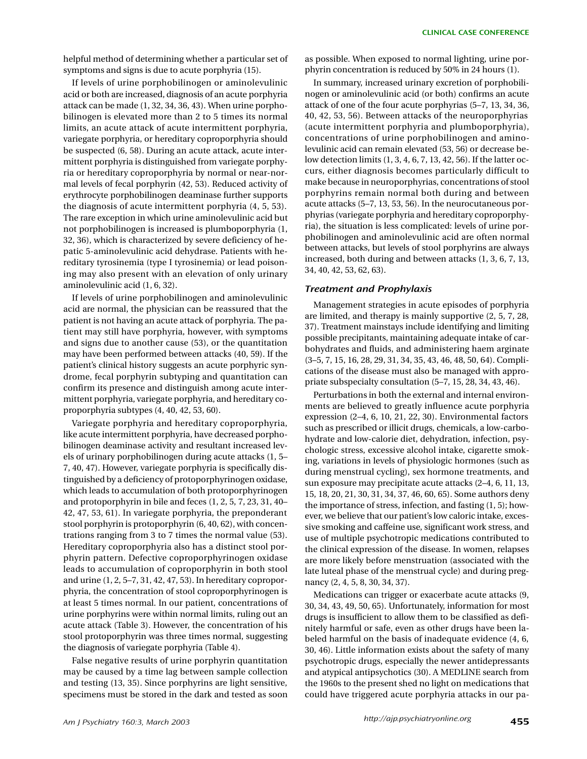helpful method of determining whether a particular set of symptoms and signs is due to acute porphyria (15).

If levels of urine porphobilinogen or aminolevulinic acid or both are increased, diagnosis of an acute porphyria attack can be made (1, 32, 34, 36, 43). When urine porphobilinogen is elevated more than 2 to 5 times its normal limits, an acute attack of acute intermittent porphyria, variegate porphyria, or hereditary coproporphyria should be suspected (6, 58). During an acute attack, acute intermittent porphyria is distinguished from variegate porphyria or hereditary coproporphyria by normal or near-normal levels of fecal porphyrin (42, 53). Reduced activity of erythrocyte porphobilinogen deaminase further supports the diagnosis of acute intermittent porphyria (4, 5, 53). The rare exception in which urine aminolevulinic acid but not porphobilinogen is increased is plumboporphyria (1, 32, 36), which is characterized by severe deficiency of hepatic 5-aminolevulinic acid dehydrase. Patients with hereditary tyrosinemia (type I tyrosinemia) or lead poisoning may also present with an elevation of only urinary aminolevulinic acid (1, 6, 32).

If levels of urine porphobilinogen and aminolevulinic acid are normal, the physician can be reassured that the patient is not having an acute attack of porphyria. The patient may still have porphyria, however, with symptoms and signs due to another cause (53), or the quantitation may have been performed between attacks (40, 59). If the patient's clinical history suggests an acute porphyric syndrome, fecal porphyrin subtyping and quantitation can confirm its presence and distinguish among acute intermittent porphyria, variegate porphyria, and hereditary coproporphyria subtypes (4, 40, 42, 53, 60).

Variegate porphyria and hereditary coproporphyria, like acute intermittent porphyria, have decreased porphobilinogen deaminase activity and resultant increased levels of urinary porphobilinogen during acute attacks (1, 5–7, 40, 47). However, variegate porphyria is specifically distinguished by a deficiency of protoporphyrinogen oxidase, which leads to accumulation of both protoporphyrinogen and protoporphyrin in bile and feces (1, 2, 5, 7, 23, 31, 40–42, 47, 53, 61). In variegate porphyria, the preponderant stool porphyrin is protoporphyrin (6, 40, 62), with concentrations ranging from 3 to 7 times the normal value (53). Hereditary coproporphyria also has a distinct stool porphyrin pattern. Defective coproporphyrinogen oxidase leads to accumulation of coproporphyrin in both stool and urine (1, 2, 5–7, 31, 42, 47, 53). In hereditary coproporphyria, the concentration of stool coproporphyrinogen is at least 5 times normal. In our patient, concentrations of urine porphyrins were within normal limits, ruling out an acute attack (Table 3). However, the concentration of his stool protoporphyrin was three times normal, suggesting the diagnosis of variegate porphyria (Table 4).

False negative results of urine porphyrin quantitation may be caused by a time lag between sample collection and testing (13, 35). Since porphyrins are light sensitive, specimens must be stored in the dark and tested as soon as possible. When exposed to normal lighting, urine porphyrin concentration is reduced by 50% in 24 hours (1).

In summary, increased urinary excretion of porphobilinogen or aminolevulinic acid (or both) confirms an acute attack of one of the four acute porphyrias (5–7, 13, 34, 36, 40, 42, 53, 56). Between attacks of the neuroporphyrias (acute intermittent porphyria and plumboporphyria), concentrations of urine porphobilinogen and aminolevulinic acid can remain elevated (53, 56) or decrease below detection limits (1, 3, 4, 6, 7, 13, 42, 56). If the latter occurs, either diagnosis becomes particularly difficult to make because in neuroporphyrias, concentrations of stool porphyrins remain normal both during and between acute attacks (5–7, 13, 53, 56). In the neurocutaneous porphyrias (variegate porphyria and hereditary coproporphyria), the situation is less complicated: levels of urine porphobilinogen and aminolevulinic acid are often normal between attacks, but levels of stool porphyrins are always increased, both during and between attacks (1, 3, 6, 7, 13, 34, 40, 42, 53, 62, 63).

### *Treatment and Prophylaxis*

Management strategies in acute episodes of porphyria are limited, and therapy is mainly supportive (2, 5, 7, 28, 37). Treatment mainstays include identifying and limiting possible precipitants, maintaining adequate intake of carbohydrates and fluids, and administering haem arginate (3–5, 7, 15, 16, 28, 29, 31, 34, 35, 43, 46, 48, 50, 64). Complications of the disease must also be managed with appropriate subspecialty consultation (5–7, 15, 28, 34, 43, 46).

Perturbations in both the external and internal environments are believed to greatly influence acute porphyria expression (2–4, 6, 10, 21, 22, 30). Environmental factors such as prescribed or illicit drugs, chemicals, a low-carbohydrate and low-calorie diet, dehydration, infection, psychologic stress, excessive alcohol intake, cigarette smoking, variations in levels of physiologic hormones (such as during menstrual cycling), sex hormone treatments, and sun exposure may precipitate acute attacks (2–4, 6, 11, 13, 15, 18, 20, 21, 30, 31, 34, 37, 46, 60, 65). Some authors deny the importance of stress, infection, and fasting (1, 5); however, we believe that our patient's low caloric intake, excessive smoking and caffeine use, significant work stress, and use of multiple psychotropic medications contributed to the clinical expression of the disease. In women, relapses are more likely before menstruation (associated with the late luteal phase of the menstrual cycle) and during pregnancy (2, 4, 5, 8, 30, 34, 37).

Medications can trigger or exacerbate acute attacks (9, 30, 34, 43, 49, 50, 65). Unfortunately, information for most drugs is insufficient to allow them to be classified as definitely harmful or safe, even as other drugs have been labeled harmful on the basis of inadequate evidence (4, 6, 30, 46). Little information exists about the safety of many psychotropic drugs, especially the newer antidepressants and atypical antipsychotics (30). A MEDLINE search from the 1960s to the present shed no light on medications that could have triggered acute porphyria attacks in our pa-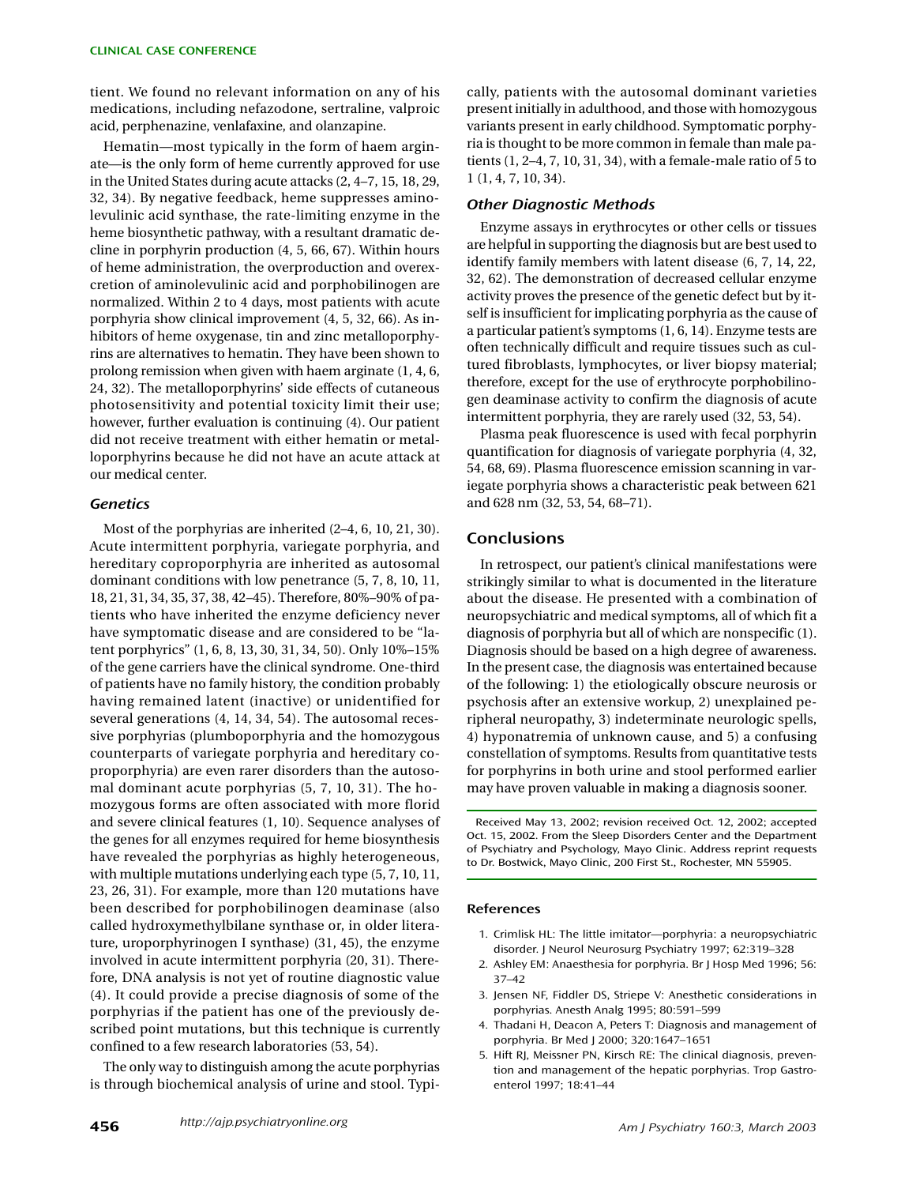tient. We found no relevant information on any of his medications, including nefazodone, sertraline, valproic acid, perphenazine, venlafaxine, and olanzapine.

Hematin—most typically in the form of haem arginate—is the only form of heme currently approved for use in the United States during acute attacks (2, 4–7, 15, 18, 29, 32, 34). By negative feedback, heme suppresses aminolevulinic acid synthase, the rate-limiting enzyme in the heme biosynthetic pathway, with a resultant dramatic decline in porphyrin production (4, 5, 66, 67). Within hours of heme administration, the overproduction and overexcretion of aminolevulinic acid and porphobilinogen are normalized. Within 2 to 4 days, most patients with acute porphyria show clinical improvement (4, 5, 32, 66). As inhibitors of heme oxygenase, tin and zinc metalloporphyrins are alternatives to hematin. They have been shown to prolong remission when given with haem arginate (1, 4, 6, 24, 32). The metalloporphyrins' side effects of cutaneous photosensitivity and potential toxicity limit their use; however, further evaluation is continuing (4). Our patient did not receive treatment with either hematin or metalloporphyrins because he did not have an acute attack at our medical center.

### *Genetics*

Most of the porphyrias are inherited (2–4, 6, 10, 21, 30). Acute intermittent porphyria, variegate porphyria, and hereditary coproporphyria are inherited as autosomal dominant conditions with low penetrance (5, 7, 8, 10, 11, 18, 21, 31, 34, 35, 37, 38, 42–45). Therefore, 80%–90% of patients who have inherited the enzyme deficiency never have symptomatic disease and are considered to be "latent porphyrics" (1, 6, 8, 13, 30, 31, 34, 50). Only 10%–15% of the gene carriers have the clinical syndrome. One-third of patients have no family history, the condition probably having remained latent (inactive) or unidentified for several generations (4, 14, 34, 54). The autosomal recessive porphyrias (plumboporphyria and the homozygous counterparts of variegate porphyria and hereditary coproporphyria) are even rarer disorders than the autosomal dominant acute porphyrias (5, 7, 10, 31). The homozygous forms are often associated with more florid and severe clinical features (1, 10). Sequence analyses of the genes for all enzymes required for heme biosynthesis have revealed the porphyrias as highly heterogeneous, with multiple mutations underlying each type (5, 7, 10, 11, 23, 26, 31). For example, more than 120 mutations have been described for porphobilinogen deaminase (also called hydroxymethylbilane synthase or, in older literature, uroporphyrinogen I synthase) (31, 45), the enzyme involved in acute intermittent porphyria (20, 31). Therefore, DNA analysis is not yet of routine diagnostic value (4). It could provide a precise diagnosis of some of the porphyrias if the patient has one of the previously described point mutations, but this technique is currently confined to a few research laboratories (53, 54).

The only way to distinguish among the acute porphyrias is through biochemical analysis of urine and stool. Typically, patients with the autosomal dominant varieties present initially in adulthood, and those with homozygous variants present in early childhood. Symptomatic porphyria is thought to be more common in female than male patients (1, 2–4, 7, 10, 31, 34), with a female-male ratio of 5 to 1 (1, 4, 7, 10, 34).

### *Other Diagnostic Methods*

Enzyme assays in erythrocytes or other cells or tissues are helpful in supporting the diagnosis but are best used to identify family members with latent disease (6, 7, 14, 22, 32, 62). The demonstration of decreased cellular enzyme activity proves the presence of the genetic defect but by itself is insufficient for implicating porphyria as the cause of a particular patient's symptoms (1, 6, 14). Enzyme tests are often technically difficult and require tissues such as cultured fibroblasts, lymphocytes, or liver biopsy material; therefore, except for the use of erythrocyte porphobilinogen deaminase activity to confirm the diagnosis of acute intermittent porphyria, they are rarely used (32, 53, 54).

Plasma peak fluorescence is used with fecal porphyrin quantification for diagnosis of variegate porphyria (4, 32, 54, 68, 69). Plasma fluorescence emission scanning in variegate porphyria shows a characteristic peak between 621 and 628 nm (32, 53, 54, 68–71).

## Conclusions

In retrospect, our patient's clinical manifestations were strikingly similar to what is documented in the literature about the disease. He presented with a combination of neuropsychiatric and medical symptoms, all of which fit a diagnosis of porphyria but all of which are nonspecific (1). Diagnosis should be based on a high degree of awareness. In the present case, the diagnosis was entertained because of the following: 1) the etiologically obscure neurosis or psychosis after an extensive workup, 2) unexplained peripheral neuropathy, 3) indeterminate neurologic spells, 4) hyponatremia of unknown cause, and 5) a confusing constellation of symptoms. Results from quantitative tests for porphyrins in both urine and stool performed earlier may have proven valuable in making a diagnosis sooner.

Received May 13, 2002; revision received Oct. 12, 2002; accepted Oct. 15, 2002. From the Sleep Disorders Center and the Department of Psychiatry and Psychology, Mayo Clinic. Address reprint requests to Dr. Bostwick, Mayo Clinic, 200 First St., Rochester, MN 55905.

### References

1. Crimlisk HL: The little imitator—porphyria: a neuropsychiatric disorder. J Neurol Neurosurg Psychiatry 1997; 62:319–328
2. Ashley EM: Anaesthesia for porphyria. Br J Hosp Med 1996; 56: 37–42
3. Jensen NF, Fiddler DS, Striepe V: Anesthetic considerations in porphyrias. Anesth Analg 1995; 80:591–599
4. Thadani H, Deacon A, Peters T: Diagnosis and management of porphyria. Br Med J 2000; 320:1647–1651
5. Hift RJ, Meissner PN, Kirsch RE: The clinical diagnosis, prevention and management of the hepatic porphyrias. Trop Gastroenterol 1997; 18:41–44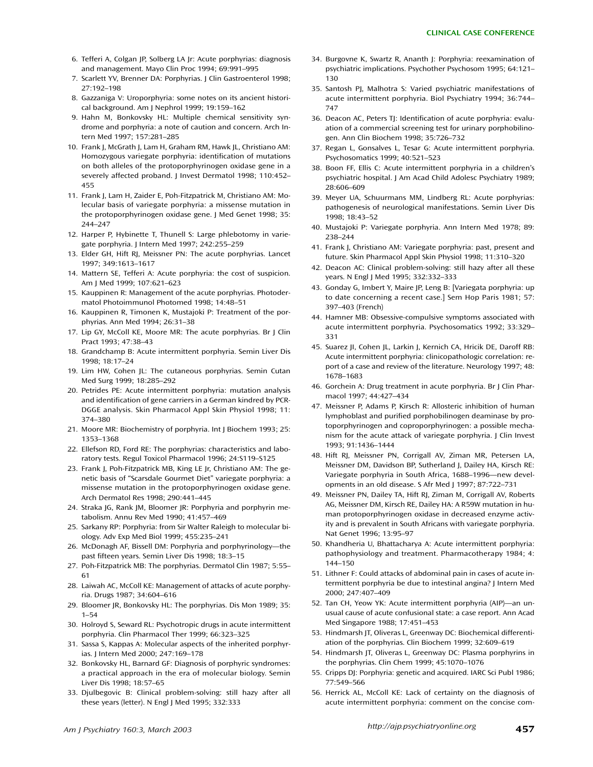6. Tefferi A, Colgan JP, Solberg LA Jr: Acute porphyrias: diagnosis and management. Mayo Clin Proc 1994; 69:991–995
7. Scarlett YV, Brenner DA: Porphyrias. J Clin Gastroenterol 1998; 27:192–198
8. Gazzaniga V: Uroporphyria: some notes on its ancient historical background. Am J Nephrol 1999; 19:159–162
9. Hahn M, Bonkovsky HL: Multiple chemical sensitivity syndrome and porphyria: a note of caution and concern. Arch Intern Med 1997; 157:281–285
10. Frank J, McGrath J, Lam H, Graham RM, Hawk JL, Christiano AM: Homozygous variegate porphyria: identification of mutations on both alleles of the protoporphyrinogen oxidase gene in a severely affected proband. J Invest Dermatol 1998; 110:452–455
11. Frank J, Lam H, Zaider E, Poh-Fitzpatrick M, Christiano AM: Molecular basis of variegate porphyria: a missense mutation in the protoporphyrinogen oxidase gene. J Med Genet 1998; 35: 244–247
12. Harper P, Hybinette T, Thunell S: Large phlebotomy in variegate porphyria. J Intern Med 1997; 242:255–259
13. Elder GH, Hift RJ, Meissner PN: The acute porphyrias. Lancet 1997; 349:1613–1617
14. Mattern SE, Tefferi A: Acute porphyria: the cost of suspicion. Am J Med 1999; 107:621–623
15. Kauppinen R: Management of the acute porphyrias. Photodermatol Photoimmunol Photomed 1998; 14:48–51
16. Kauppinen R, Timonen K, Mustajoki P: Treatment of the porphyrias. Ann Med 1994; 26:31–38
17. Lip GY, McColl KE, Moore MR: The acute porphyrias. Br J Clin Pract 1993; 47:38–43
18. Grandchamp B: Acute intermittent porphyria. Semin Liver Dis 1998; 18:17–24
19. Lim HW, Cohen JL: The cutaneous porphyrias. Semin Cutan Med Surg 1999; 18:285–292
20. Petrides PE: Acute intermittent porphyria: mutation analysis and identification of gene carriers in a German kindred by PCR-DGGE analysis. Skin Pharmacol Appl Skin Physiol 1998; 11: 374–380
21. Moore MR: Biochemistry of porphyria. Int J Biochem 1993; 25: 1353–1368
22. Ellefson RD, Ford RE: The porphyrias: characteristics and laboratory tests. Regul Toxicol Pharmacol 1996; 24:S119–S125
23. Frank J, Poh-Fitzpatrick MB, King LE Jr, Christiano AM: The genetic basis of “Scarsdale Gourmet Diet” variegate porphyria: a missense mutation in the protoporphyrinogen oxidase gene. Arch Dermatol Res 1998; 290:441–445
24. Straka JG, Rank JM, Bloomer JR: Porphyria and porphyrin metabolism. Annu Rev Med 1990; 41:457–469
25. Sarkany RP: Porphyria: from Sir Walter Raleigh to molecular biology. Adv Exp Med Biol 1999; 455:235–241
26. McDonagh AF, Bissell DM: Porphyria and porphyrinology—the past fifteen years. Semin Liver Dis 1998; 18:3–15
27. Poh-Fitzpatrick MB: The porphyrias. Dermatol Clin 1987; 5:55–61
28. Laiwah AC, McColl KE: Management of attacks of acute porphyria. Drugs 1987; 34:604–616
29. Bloomer JR, Bonkovsky HL: The porphyrias. Dis Mon 1989; 35: 1–54
30. Holroyd S, Seward RL: Psychotropic drugs in acute intermittent porphyria. Clin Pharmacol Ther 1999; 66:323–325
31. Sassa S, Kappas A: Molecular aspects of the inherited porphyrias. J Intern Med 2000; 247:169–178
32. Bonkovsky HL, Barnard GF: Diagnosis of porphyric syndromes: a practical approach in the era of molecular biology. Semin Liver Dis 1998; 18:57–65
33. Djulbegovic B: Clinical problem-solving: still hazy after all these years (letter). N Engl J Med 1995; 332:333
34. Burgovne K, Swartz R, Ananth J: Porphyria: reexamination of psychiatric implications. Psychother Psychosom 1995; 64:121–130
35. Santosh PJ, Malhotra S: Varied psychiatric manifestations of acute intermittent porphyria. Biol Psychiatry 1994; 36:744–747
36. Deacon AC, Peters TJ: Identification of acute porphyria: evaluation of a commercial screening test for urinary porphobilinogen. Ann Clin Biochem 1998; 35:726–732
37. Regan L, Gonsalves L, Tesar G: Acute intermittent porphyria. Psychosomatics 1999; 40:521–523
38. Boon FF, Ellis C: Acute intermittent porphyria in a children’s psychiatric hospital. J Am Acad Child Adolesc Psychiatry 1989; 28:606–609
39. Meyer UA, Schuurmans MM, Lindberg RL: Acute porphyrias: pathogenesis of neurological manifestations. Semin Liver Dis 1998; 18:43–52
40. Mustajoki P: Variegate porphyria. Ann Intern Med 1978; 89: 238–244
41. Frank J, Christiano AM: Variegate porphyria: past, present and future. Skin Pharmacol Appl Skin Physiol 1998; 11:310–320
42. Deacon AC: Clinical problem-solving: still hazy after all these years. N Engl J Med 1995; 332:332–333
43. Gonday G, Imbert Y, Maire JP, Leng B: [Variegata porphyria: up to date concerning a recent case.] Sem Hop Paris 1981; 57: 397–403 (French)
44. Hamner MB: Obsessive-compulsive symptoms associated with acute intermittent porphyria. Psychosomatics 1992; 33:329–331
45. Suarez JI, Cohen JL, Larkin J, Kernich CA, Hricik DE, Daroff RB: Acute intermittent porphyria: clinicopathologic correlation: report of a case and review of the literature. Neurology 1997; 48: 1678–1683
46. Gorchein A: Drug treatment in acute porphyria. Br J Clin Pharmacol 1997; 44:427–434
47. Meissner P, Adams P, Kirsch R: Allosteric inhibition of human lymphoblast and purified porphobilinogen deaminase by protoporphyrinogen and coproporphyrinogen: a possible mechanism for the acute attack of variegate porphyria. J Clin Invest 1993; 91:1436–1444
48. Hift RJ, Meissner PN, Corrigall AV, Ziman MR, Petersen LA, Meissner DM, Davidson BP, Sutherland J, Dailey HA, Kirsch RE: Variegate porphyria in South Africa, 1688–1996—new developments in an old disease. S Afr Med J 1997; 87:722–731
49. Meissner PN, Dailey TA, Hift RJ, Ziman M, Corrigall AV, Roberts AG, Meissner DM, Kirsch RE, Dailey HA: A R59W mutation in human protoporphyrinogen oxidase in decreased enzyme activity and is prevalent in South Africans with variegate porphyria. Nat Genet 1996; 13:95–97
50. Khandheria U, Bhattacharya A: Acute intermittent porphyria: pathophysiology and treatment. Pharmacotherapy 1984; 4: 144–150
51. Lithner F: Could attacks of abdominal pain in cases of acute intermittent porphyria be due to intestinal angina? J Intern Med 2000; 247:407–409
52. Tan CH, Yeow YK: Acute intermittent porphyria (AIP)—an unusual cause of acute confusional state: a case report. Ann Acad Med Singapore 1988; 17:451–453
53. Hindmarsh JT, Oliveras L, Greenway DC: Biochemical differentiation of the porphyrias. Clin Biochem 1999; 32:609–619
54. Hindmarsh JT, Oliveras L, Greenway DC: Plasma porphyrins in the porphyrias. Clin Chem 1999; 45:1070–1076
55. Cripps DJ: Porphyria: genetic and acquired. IARC Sci Publ 1986; 77:549–566
56. Herrick AL, McColl KE: Lack of certainty on the diagnosis of acute intermittent porphyria: comment on the concise com-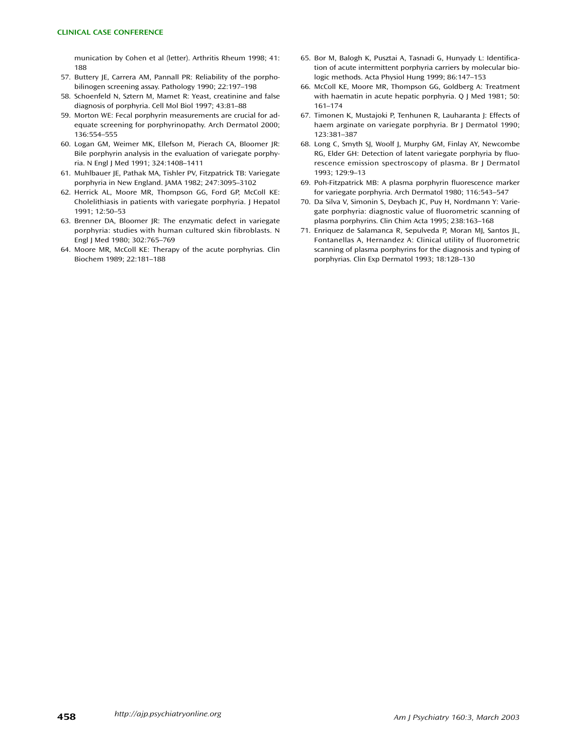munication by Cohen et al (letter). Arthritis Rheum 1998; 41: 188

57. Buttery JE, Carrera AM, Pannall PR: Reliability of the porphobilinogen screening assay. Pathology 1990; 22:197–198
58. Schoenfeld N, Sztern M, Mamet R: Yeast, creatinine and false diagnosis of porphyria. Cell Mol Biol 1997; 43:81–88
59. Morton WE: Fecal porphyrin measurements are crucial for adequate screening for porphyrinopathy. Arch Dermatol 2000; 136:554–555
60. Logan GM, Weimer MK, Ellefson M, Pierach CA, Bloomer JR: Bile porphyrin analysis in the evaluation of variegate porphyria. N Engl J Med 1991; 324:1408–1411
61. Muhlbauer JE, Pathak MA, Tishler PV, Fitzpatrick TB: Variegate porphyria in New England. JAMA 1982; 247:3095–3102
62. Herrick AL, Moore MR, Thompson GG, Ford GP, McColl KE: Cholelithiasis in patients with variegate porphyria. J Hepatol 1991; 12:50–53
63. Brenner DA, Bloomer JR: The enzymatic defect in variegate porphyria: studies with human cultured skin fibroblasts. N Engl J Med 1980; 302:765–769
64. Moore MR, McColl KE: Therapy of the acute porphyrias. Clin Biochem 1989; 22:181–188
65. Bor M, Balogh K, Pusztai A, Tasnadi G, Hunyady L: Identification of acute intermittent porphyria carriers by molecular biologic methods. Acta Physiol Hung 1999; 86:147–153
66. McColl KE, Moore MR, Thompson GG, Goldberg A: Treatment with haematin in acute hepatic porphyria. Q J Med 1981; 50: 161–174
67. Timonen K, Mustajoki P, Tenhunen R, Lauharanta J: Effects of haem arginate on variegate porphyria. Br J Dermatol 1990; 123:381–387
68. Long C, Smyth SJ, Woolf J, Murphy GM, Finlay AY, Newcombe RG, Elder GH: Detection of latent variegate porphyria by fluorescence emission spectroscopy of plasma. Br J Dermatol 1993; 129:9–13
69. Poh-Fitzpatrick MB: A plasma porphyrin fluorescence marker for variegate porphyria. Arch Dermatol 1980; 116:543–547
70. Da Silva V, Simonin S, Deybach JC, Puy H, Nordmann Y: Variegate porphyria: diagnostic value of fluorometric scanning of plasma porphyrins. Clin Chim Acta 1995; 238:163–168
71. Enriquez de Salamanca R, Sepulveda P, Moran MJ, Santos JL, Fontanellas A, Hernandez A: Clinical utility of fluorometric scanning of plasma porphyrins for the diagnosis and typing of porphyrias. Clin Exp Dermatol 1993; 18:128–130